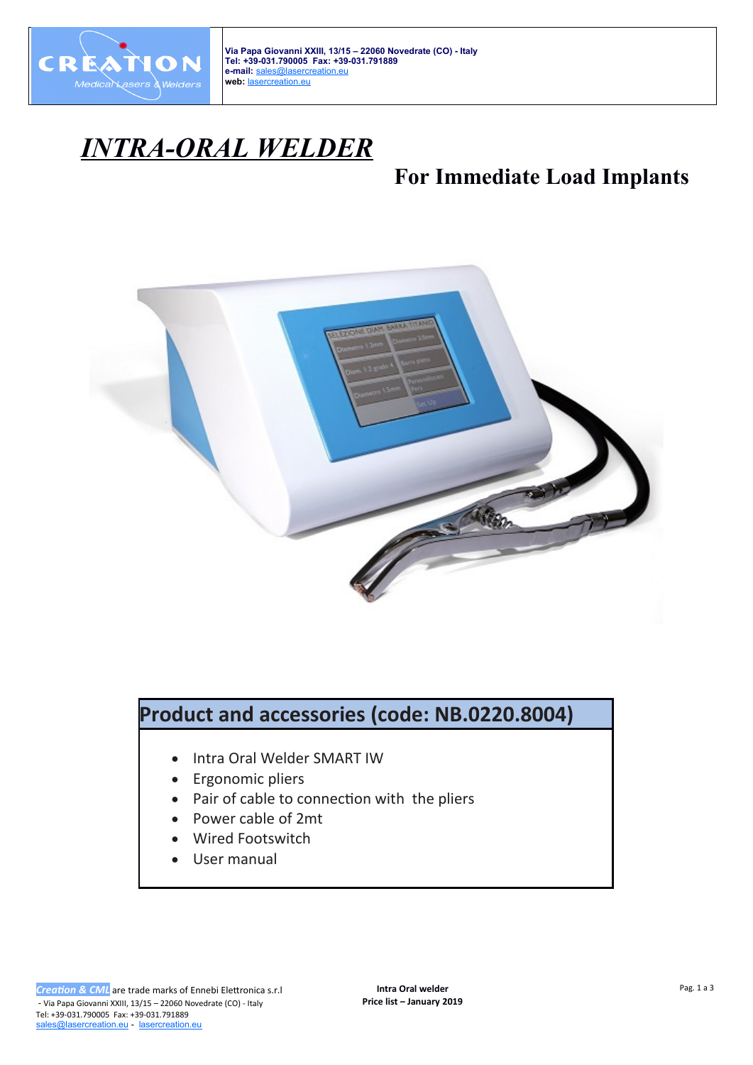Via Papa Giovanni XXIII, 13/15 – 22060 Novedrate (CO) - Italy
Tel: +39-031.790005 Fax: +39-031.791889
e-mail: sales@lasercreation.eu
web: lasercreation.eu

# *INTRA-ORAL WELDER*

## For Immediate Load Implants

## Product and accessories (code: NB.0220.8004)

- Intra Oral Welder SMART IW
- Ergonomic pliers
- Pair of cable to connection with the pliers
- Power cable of 2mt
- Wired Footswitch
- User manual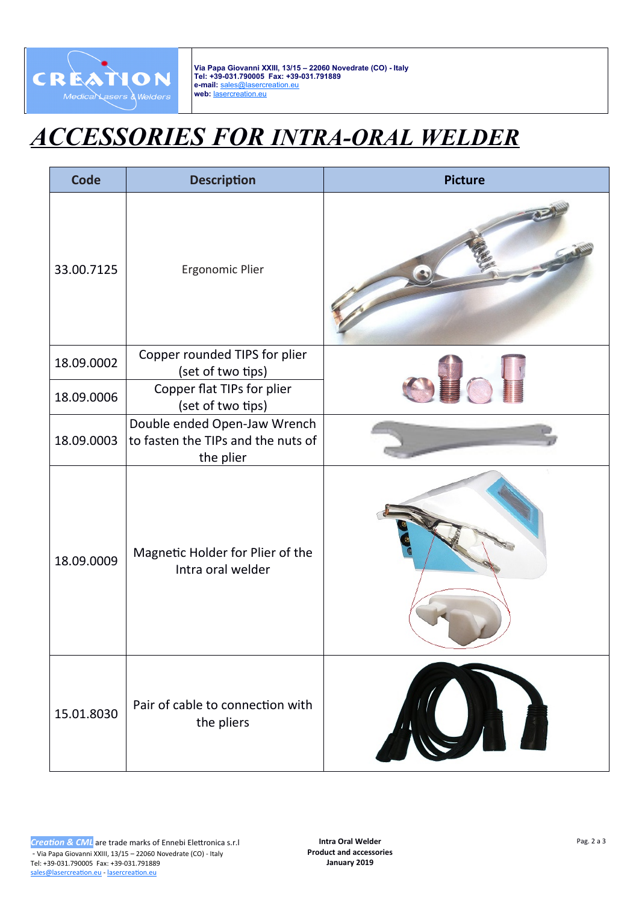Via Papa Giovanni XXIII, 13/15 – 22060 Novedrate (CO) - Italy
Tel: +39-031.790005 Fax: +39-031.791889
e-mail: sales@lasercreation.eu
web: lasercreation.eu

# ACCESSORIES FOR INTRA-ORAL WELDER

| Code | Description | Picture |
|---|---|---|
| 33.00.7125 | Ergonomic Plier | |
| 18.09.0002 | Copper rounded TIPS for plier (set of two tips) | |
| 18.09.0006 | Copper flat TIPs for plier (set of two tips) | |
| 18.09.0003 | Double ended Open-Jaw Wrench to fasten the TIPs and the nuts of the plier | |
| 18.09.0009 | Magnetic Holder for Plier of the Intra oral welder | |
| 15.01.8030 | Pair of cable to connection with the pliers | |

*Creation & CML* are trade marks of Ennebi Elettronica s.r.l
- Via Papa Giovanni XXIII, 13/15 – 22060 Novedrate (CO) - Italy
Tel: +39-031.790005 Fax: +39-031.791889
sales@lasercreation.eu - lasercreation.eu

**Intra Oral Welder**
**Product and accessories**
**January 2019**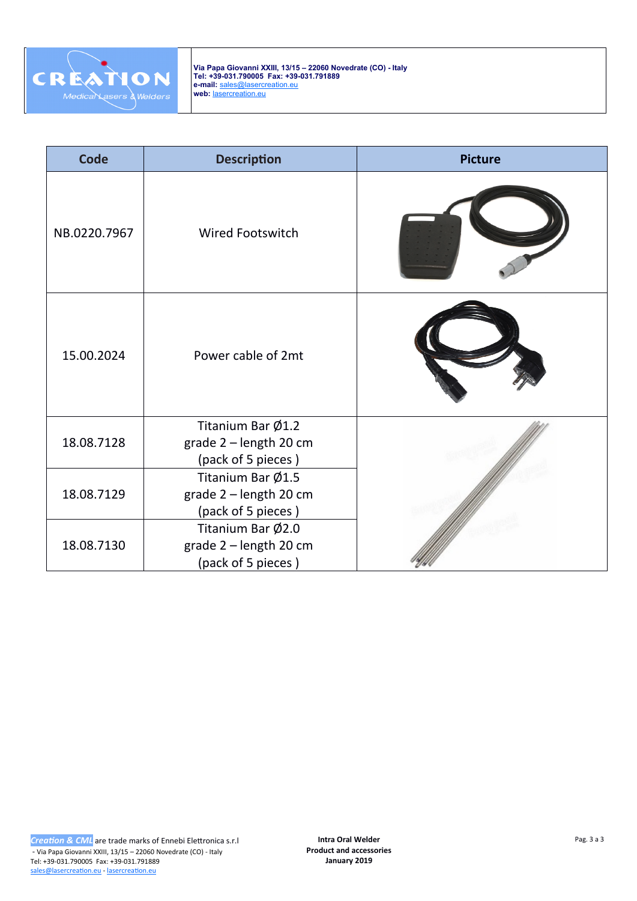Via Papa Giovanni XXIII, 13/15 – 22060 Novedrate (CO) - Italy
Tel: +39-031.790005 Fax: +39-031.791889
e-mail: sales@lasercreation.eu
web: lasercreation.eu

| Code | Description | Picture |
|---|---|---|
| NB.0220.7967 | Wired Footswitch | |
| 15.00.2024 | Power cable of 2mt | |
| 18.08.7128 | Titanium Bar Ø1.2 grade 2 – length 20 cm (pack of 5 pieces ) | |
| 18.08.7129 | Titanium Bar Ø1.5 grade 2 – length 20 cm (pack of 5 pieces ) | |
| 18.08.7130 | Titanium Bar Ø2.0 grade 2 – length 20 cm (pack of 5 pieces ) | |

*Creation & CML* are trade marks of Ennebi Elettronica s.r.l - Via Papa Giovanni XXIII, 13/15 – 22060 Novedrate (CO) - Italy
Tel: +39-031.790005 Fax: +39-031.791889
sales@lasercreation.eu - lasercreation.eu

**Intra Oral Welder**
**Product and accessories**
**January 2019**